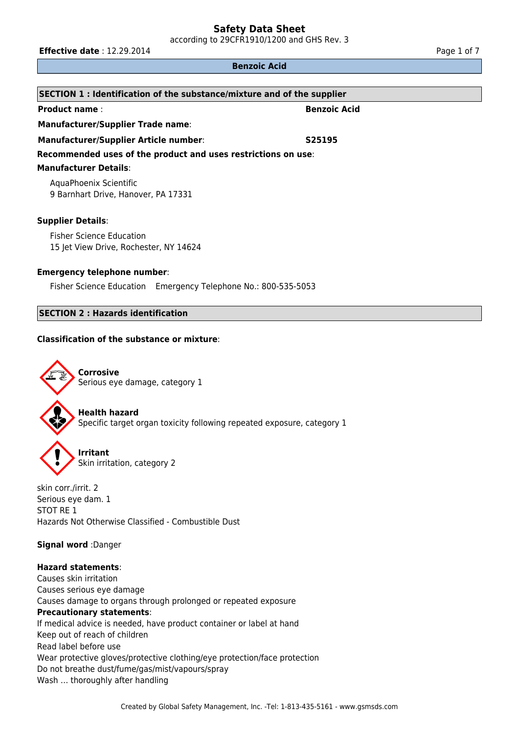# Safety Data Sheet

according to 29CFR1910/1200 and GHS Rev. 3

**Effective date** : 12.29.2014

## Benzoic Acid

### SECTION 1 : Identification of the substance/mixture and of the supplier

**Product name** : **Benzoic Acid**

**Manufacturer/Supplier Trade name**:

**Manufacturer/Supplier Article number**: **S25195**

**Recommended uses of the product and uses restrictions on use**:

**Manufacturer Details**:

AquaPhoenix Scientific
9 Barnhart Drive, Hanover, PA 17331

**Supplier Details**:

Fisher Science Education
15 Jet View Drive, Rochester, NY 14624

**Emergency telephone number**:

Fisher Science Education Emergency Telephone No.: 800-535-5053

### SECTION 2 : Hazards identification

**Classification of the substance or mixture**:

**Corrosive**
Serious eye damage, category 1

**Health hazard**
Specific target organ toxicity following repeated exposure, category 1

**Irritant**
Skin irritation, category 2

skin corr./irrit. 2
Serious eye dam. 1
STOT RE 1
Hazards Not Otherwise Classified - Combustible Dust

**Signal word** :Danger

**Hazard statements**:
Causes skin irritation
Causes serious eye damage
Causes damage to organs through prolonged or repeated exposure

**Precautionary statements**:
If medical advice is needed, have product container or label at hand
Keep out of reach of children
Read label before use
Wear protective gloves/protective clothing/eye protection/face protection
Do not breathe dust/fume/gas/mist/vapours/spray
Wash … thoroughly after handling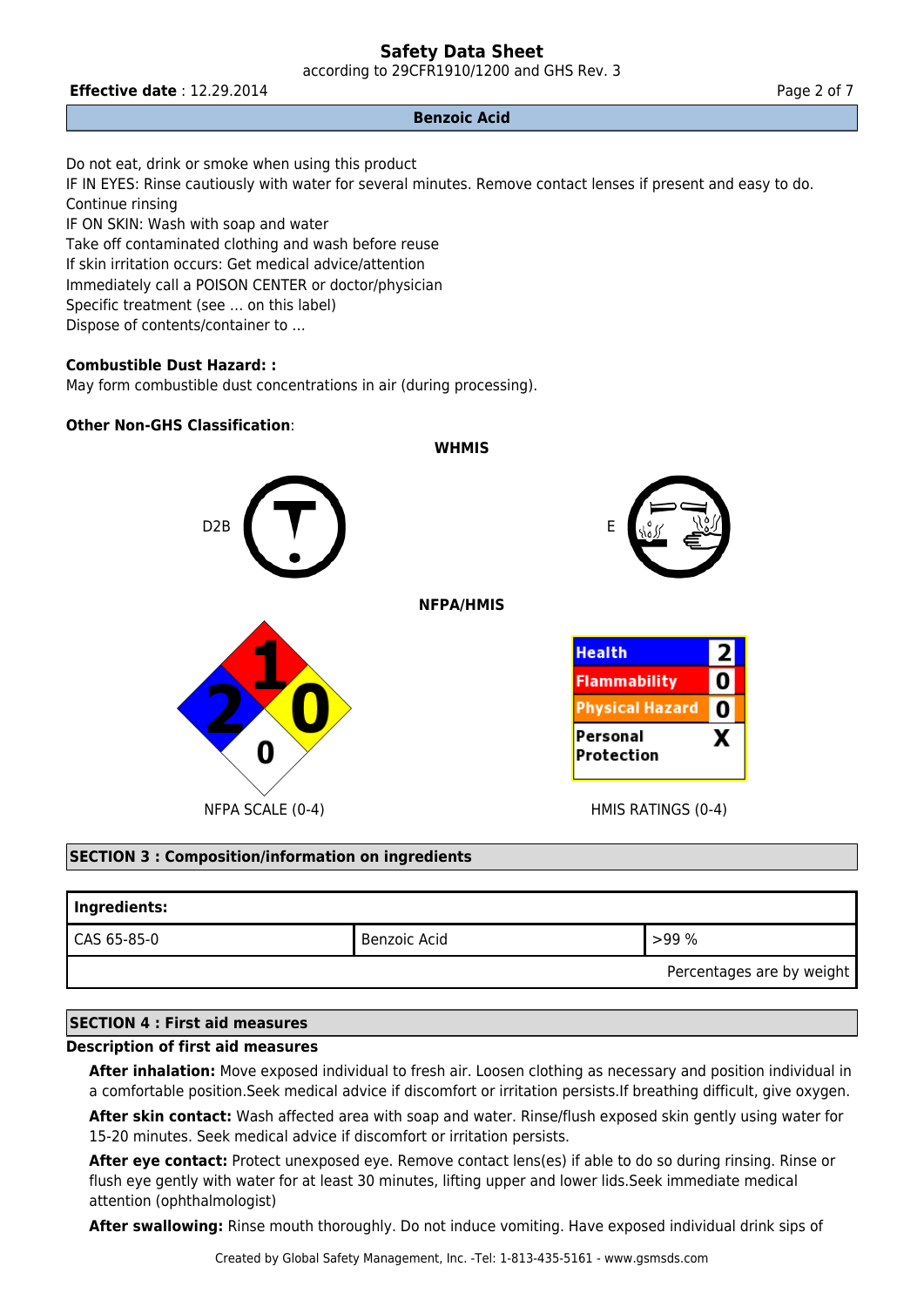Do not eat, drink or smoke when using this product
IF IN EYES: Rinse cautiously with water for several minutes. Remove contact lenses if present and easy to do. Continue rinsing
IF ON SKIN: Wash with soap and water
Take off contaminated clothing and wash before reuse
If skin irritation occurs: Get medical advice/attention
Immediately call a POISON CENTER or doctor/physician
Specific treatment (see ... on this label)
Dispose of contents/container to ...

**Combustible Dust Hazard: :**
May form combustible dust concentrations in air (during processing).

**Other Non-GHS Classification**:

**WHMIS**

D2B

E

**NFPA/HMIS**

NFPA SCALE (0-4)

| Health | 2 |
|---|---|
| Flammability | 0 |
| Physical Hazard | 0 |
| Personal Protection | X |

HMIS RATINGS (0-4)

## SECTION 3 : Composition/information on ingredients

| Ingredients: | | |
|---|---|---|
| CAS 65-85-0 | Benzoic Acid | >99 % |
| | | Percentages are by weight |

## SECTION 4 : First aid measures

**Description of first aid measures**

**After inhalation:** Move exposed individual to fresh air. Loosen clothing as necessary and position individual in a comfortable position.Seek medical advice if discomfort or irritation persists.If breathing difficult, give oxygen.

**After skin contact:** Wash affected area with soap and water. Rinse/flush exposed skin gently using water for 15-20 minutes. Seek medical advice if discomfort or irritation persists.

**After eye contact:** Protect unexposed eye. Remove contact lens(es) if able to do so during rinsing. Rinse or flush eye gently with water for at least 30 minutes, lifting upper and lower lids.Seek immediate medical attention (ophthalmologist)

**After swallowing:** Rinse mouth thoroughly. Do not induce vomiting. Have exposed individual drink sips of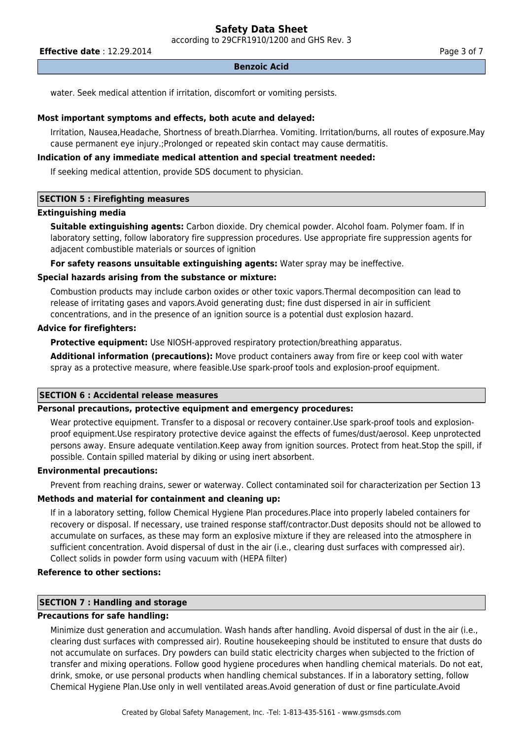water. Seek medical attention if irritation, discomfort or vomiting persists.

**Most important symptoms and effects, both acute and delayed:**

Irritation, Nausea,Headache, Shortness of breath.Diarrhea. Vomiting. Irritation/burns, all routes of exposure.May cause permanent eye injury.;Prolonged or repeated skin contact may cause dermatitis.

**Indication of any immediate medical attention and special treatment needed:**

If seeking medical attention, provide SDS document to physician.

## SECTION 5 : Firefighting measures

**Extinguishing media**

**Suitable extinguishing agents:** Carbon dioxide. Dry chemical powder. Alcohol foam. Polymer foam. If in laboratory setting, follow laboratory fire suppression procedures. Use appropriate fire suppression agents for adjacent combustible materials or sources of ignition

**For safety reasons unsuitable extinguishing agents:** Water spray may be ineffective.

**Special hazards arising from the substance or mixture:**

Combustion products may include carbon oxides or other toxic vapors.Thermal decomposition can lead to release of irritating gases and vapors.Avoid generating dust; fine dust dispersed in air in sufficient concentrations, and in the presence of an ignition source is a potential dust explosion hazard.

**Advice for firefighters:**

**Protective equipment:** Use NIOSH-approved respiratory protection/breathing apparatus.

**Additional information (precautions):** Move product containers away from fire or keep cool with water spray as a protective measure, where feasible.Use spark-proof tools and explosion-proof equipment.

## SECTION 6 : Accidental release measures

**Personal precautions, protective equipment and emergency procedures:**

Wear protective equipment. Transfer to a disposal or recovery container.Use spark-proof tools and explosion-proof equipment.Use respiratory protective device against the effects of fumes/dust/aerosol. Keep unprotected persons away. Ensure adequate ventilation.Keep away from ignition sources. Protect from heat.Stop the spill, if possible. Contain spilled material by diking or using inert absorbent.

**Environmental precautions:**

Prevent from reaching drains, sewer or waterway. Collect contaminated soil for characterization per Section 13

**Methods and material for containment and cleaning up:**

If in a laboratory setting, follow Chemical Hygiene Plan procedures.Place into properly labeled containers for recovery or disposal. If necessary, use trained response staff/contractor.Dust deposits should not be allowed to accumulate on surfaces, as these may form an explosive mixture if they are released into the atmosphere in sufficient concentration. Avoid dispersal of dust in the air (i.e., clearing dust surfaces with compressed air). Collect solids in powder form using vacuum with (HEPA filter)

**Reference to other sections:**

## SECTION 7 : Handling and storage

**Precautions for safe handling:**

Minimize dust generation and accumulation. Wash hands after handling. Avoid dispersal of dust in the air (i.e., clearing dust surfaces with compressed air). Routine housekeeping should be instituted to ensure that dusts do not accumulate on surfaces. Dry powders can build static electricity charges when subjected to the friction of transfer and mixing operations. Follow good hygiene procedures when handling chemical materials. Do not eat, drink, smoke, or use personal products when handling chemical substances. If in a laboratory setting, follow Chemical Hygiene Plan.Use only in well ventilated areas.Avoid generation of dust or fine particulate.Avoid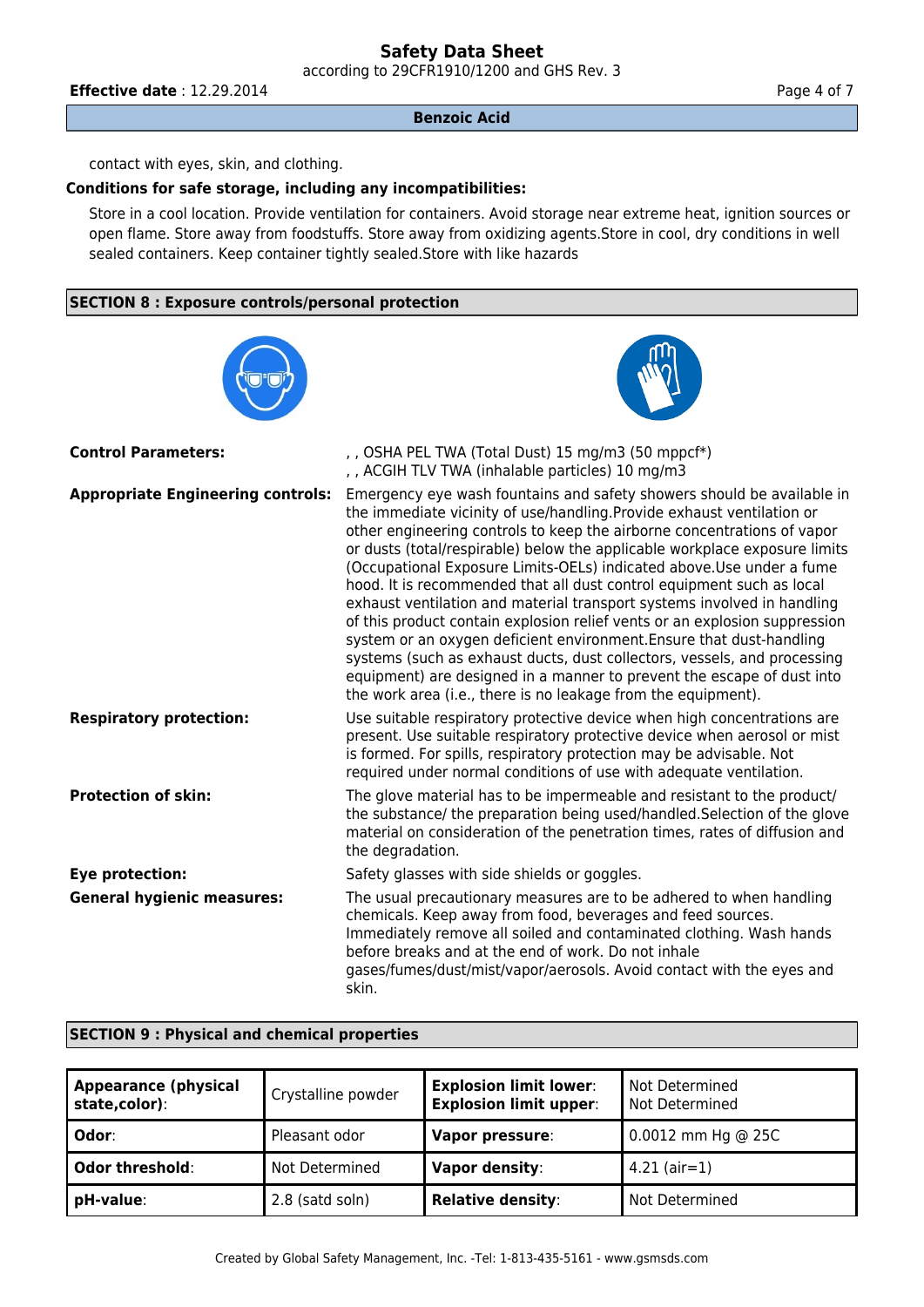contact with eyes, skin, and clothing.

**Conditions for safe storage, including any incompatibilities:**

Store in a cool location. Provide ventilation for containers. Avoid storage near extreme heat, ignition sources or open flame. Store away from foodstuffs. Store away from oxidizing agents.Store in cool, dry conditions in well sealed containers. Keep container tightly sealed.Store with like hazards

## SECTION 8 : Exposure controls/personal protection

**Control Parameters:**
, , OSHA PEL TWA (Total Dust) 15 mg/m3 (50 mppcf*)
, , ACGIH TLV TWA (inhalable particles) 10 mg/m3

**Appropriate Engineering controls:**
Emergency eye wash fountains and safety showers should be available in the immediate vicinity of use/handling.Provide exhaust ventilation or other engineering controls to keep the airborne concentrations of vapor or dusts (total/respirable) below the applicable workplace exposure limits (Occupational Exposure Limits-OELs) indicated above.Use under a fume hood. It is recommended that all dust control equipment such as local exhaust ventilation and material transport systems involved in handling of this product contain explosion relief vents or an explosion suppression system or an oxygen deficient environment.Ensure that dust-handling systems (such as exhaust ducts, dust collectors, vessels, and processing equipment) are designed in a manner to prevent the escape of dust into the work area (i.e., there is no leakage from the equipment).

**Respiratory protection:**
Use suitable respiratory protective device when high concentrations are present. Use suitable respiratory protective device when aerosol or mist is formed. For spills, respiratory protection may be advisable. Not required under normal conditions of use with adequate ventilation.

**Protection of skin:**
The glove material has to be impermeable and resistant to the product/ the substance/ the preparation being used/handled.Selection of the glove material on consideration of the penetration times, rates of diffusion and the degradation.

**Eye protection:**
Safety glasses with side shields or goggles.

**General hygienic measures:**
The usual precautionary measures are to be adhered to when handling chemicals. Keep away from food, beverages and feed sources. Immediately remove all soiled and contaminated clothing. Wash hands before breaks and at the end of work. Do not inhale gases/fumes/dust/mist/vapor/aerosols. Avoid contact with the eyes and skin.

## SECTION 9 : Physical and chemical properties

| **Appearance (physical state,color)**: | Crystalline powder | **Explosion limit lower**: **Explosion limit upper**: | Not Determined Not Determined |
|---|---|---|---|
| **Odor**: | Pleasant odor | **Vapor pressure**: | 0.0012 mm Hg @ 25C |
| **Odor threshold**: | Not Determined | **Vapor density**: | 4.21 (air=1) |
| **pH-value**: | 2.8 (satd soln) | **Relative density**: | Not Determined |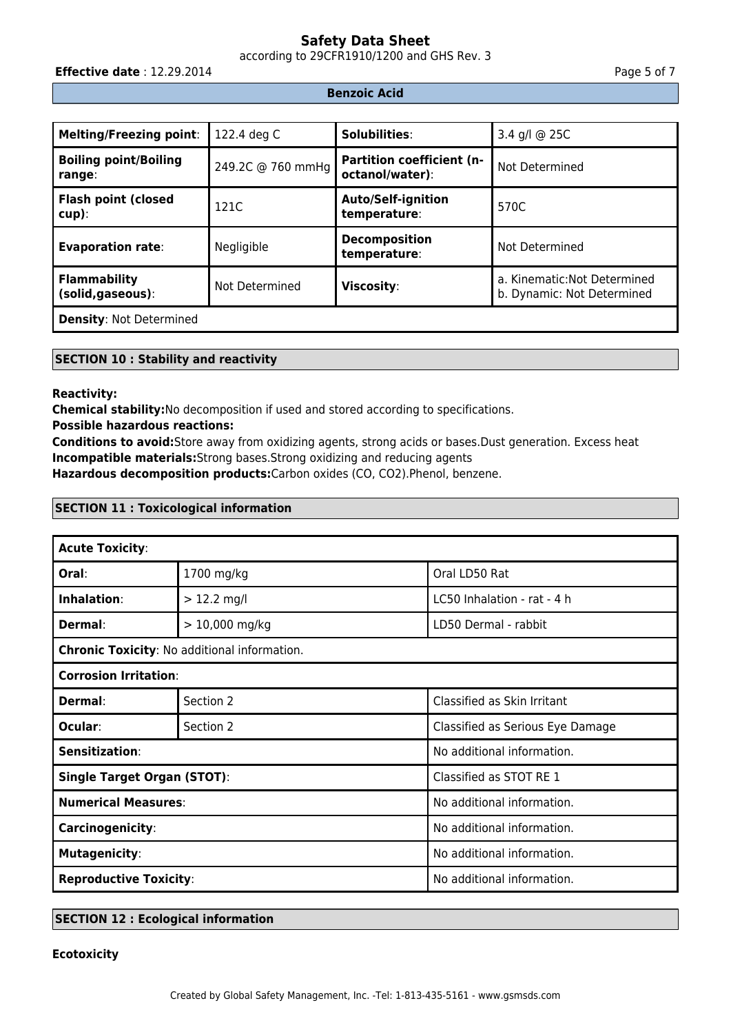**Benzoic Acid**

| **Melting/Freezing point**: | 122.4 deg C | **Solubilities**: | 3.4 g/l @ 25C |
|---|---|---|---|
| **Boiling point/Boiling range**: | 249.2C @ 760 mmHg | **Partition coefficient (n-octanol/water)**: | Not Determined |
| **Flash point (closed cup)**: | 121C | **Auto/Self-ignition temperature**: | 570C |
| **Evaporation rate**: | Negligible | **Decomposition temperature**: | Not Determined |
| **Flammability (solid,gaseous)**: | Not Determined | **Viscosity**: | a. Kinematic:Not Determined<br>b. Dynamic: Not Determined |
| **Density**: Not Determined | | | |

## SECTION 10 : Stability and reactivity

**Reactivity:**

**Chemical stability:**No decomposition if used and stored according to specifications.

**Possible hazardous reactions:**

**Conditions to avoid:**Store away from oxidizing agents, strong acids or bases.Dust generation. Excess heat

**Incompatible materials:**Strong bases.Strong oxidizing and reducing agents

**Hazardous decomposition products:**Carbon oxides (CO, $CO_2$).Phenol, benzene.

## SECTION 11 : Toxicological information

| **Acute Toxicity**: | | |
|---|---|---|
| **Oral**: | 1700 mg/kg | Oral LD50 Rat |
| **Inhalation**: | > 12.2 mg/l | LC50 Inhalation - rat - 4 h |
| **Dermal**: | > 10,000 mg/kg | LD50 Dermal - rabbit |
| **Chronic Toxicity**: No additional information. | | |
| **Corrosion Irritation**: | | |
| **Dermal**: | Section 2 | Classified as Skin Irritant |
| **Ocular**: | Section 2 | Classified as Serious Eye Damage |
| **Sensitization**: | | No additional information. |
| **Single Target Organ (STOT)**: | | Classified as STOT RE 1 |
| **Numerical Measures**: | | No additional information. |
| **Carcinogenicity**: | | No additional information. |
| **Mutagenicity**: | | No additional information. |
| **Reproductive Toxicity**: | | No additional information. |

## SECTION 12 : Ecological information

**Ecotoxicity**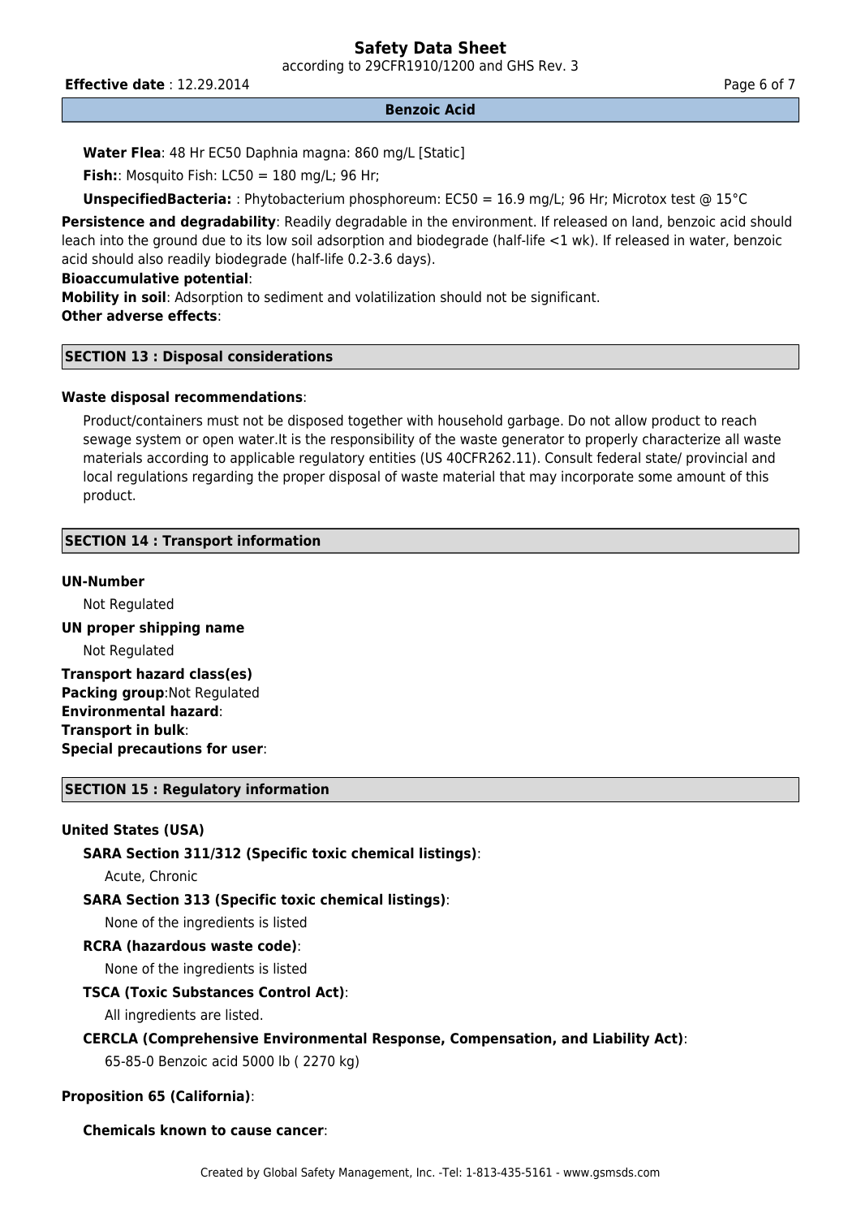**Water Flea**: 48 Hr EC50 Daphnia magna: 860 mg/L [Static]

**Fish:**: Mosquito Fish: LC50 = 180 mg/L; 96 Hr;

**UnspecifiedBacteria:** : Phytobacterium phosphoreum: EC50 = 16.9 mg/L; 96 Hr; Microtox test @ 15°C

**Persistence and degradability**: Readily degradable in the environment. If released on land, benzoic acid should leach into the ground due to its low soil adsorption and biodegrade (half-life <1 wk). If released in water, benzoic acid should also readily biodegrade (half-life 0.2-3.6 days).

**Bioaccumulative potential**:

**Mobility in soil**: Adsorption to sediment and volatilization should not be significant.

**Other adverse effects**:

## SECTION 13 : Disposal considerations

**Waste disposal recommendations**:

Product/containers must not be disposed together with household garbage. Do not allow product to reach sewage system or open water.It is the responsibility of the waste generator to properly characterize all waste materials according to applicable regulatory entities (US 40CFR262.11). Consult federal state/ provincial and local regulations regarding the proper disposal of waste material that may incorporate some amount of this product.

## SECTION 14 : Transport information

**UN-Number**

Not Regulated

**UN proper shipping name**

Not Regulated

**Transport hazard class(es)**

**Packing group**:Not Regulated

**Environmental hazard**:

**Transport in bulk**:

**Special precautions for user**:

## SECTION 15 : Regulatory information

**United States (USA)**

**SARA Section 311/312 (Specific toxic chemical listings)**:

Acute, Chronic

**SARA Section 313 (Specific toxic chemical listings)**:

None of the ingredients is listed

**RCRA (hazardous waste code)**:

None of the ingredients is listed

**TSCA (Toxic Substances Control Act)**:

All ingredients are listed.

**CERCLA (Comprehensive Environmental Response, Compensation, and Liability Act)**:

65-85-0 Benzoic acid 5000 lb ( 2270 kg)

**Proposition 65 (California)**:

**Chemicals known to cause cancer**: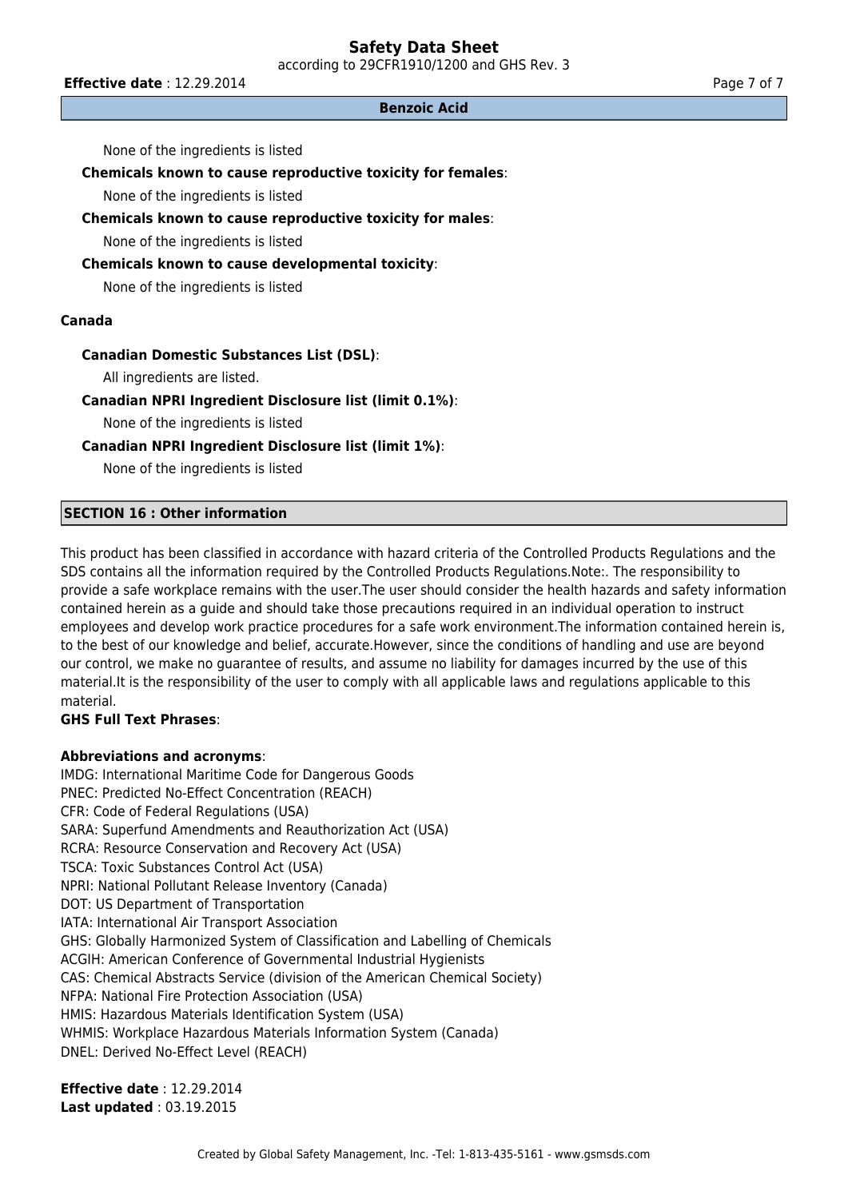None of the ingredients is listed

**Chemicals known to cause reproductive toxicity for females**:

None of the ingredients is listed

**Chemicals known to cause reproductive toxicity for males**:

None of the ingredients is listed

**Chemicals known to cause developmental toxicity**:

None of the ingredients is listed

**Canada**

**Canadian Domestic Substances List (DSL)**:

All ingredients are listed.

**Canadian NPRI Ingredient Disclosure list (limit 0.1%)**:

None of the ingredients is listed

**Canadian NPRI Ingredient Disclosure list (limit 1%)**:

None of the ingredients is listed

## SECTION 16 : Other information

This product has been classified in accordance with hazard criteria of the Controlled Products Regulations and the SDS contains all the information required by the Controlled Products Regulations.Note:. The responsibility to provide a safe workplace remains with the user.The user should consider the health hazards and safety information contained herein as a guide and should take those precautions required in an individual operation to instruct employees and develop work practice procedures for a safe work environment.The information contained herein is, to the best of our knowledge and belief, accurate.However, since the conditions of handling and use are beyond our control, we make no guarantee of results, and assume no liability for damages incurred by the use of this material.It is the responsibility of the user to comply with all applicable laws and regulations applicable to this material.

**GHS Full Text Phrases**:

**Abbreviations and acronyms**:

IMDG: International Maritime Code for Dangerous Goods
PNEC: Predicted No-Effect Concentration (REACH)
CFR: Code of Federal Regulations (USA)
SARA: Superfund Amendments and Reauthorization Act (USA)
RCRA: Resource Conservation and Recovery Act (USA)
TSCA: Toxic Substances Control Act (USA)
NPRI: National Pollutant Release Inventory (Canada)
DOT: US Department of Transportation
IATA: International Air Transport Association
GHS: Globally Harmonized System of Classification and Labelling of Chemicals
ACGIH: American Conference of Governmental Industrial Hygienists
CAS: Chemical Abstracts Service (division of the American Chemical Society)
NFPA: National Fire Protection Association (USA)
HMIS: Hazardous Materials Identification System (USA)
WHMIS: Workplace Hazardous Materials Information System (Canada)
DNEL: Derived No-Effect Level (REACH)

**Effective date** : 12.29.2014
**Last updated** : 03.19.2015

Created by Global Safety Management, Inc. -Tel: 1-813-435-5161 - www.gsmsds.com